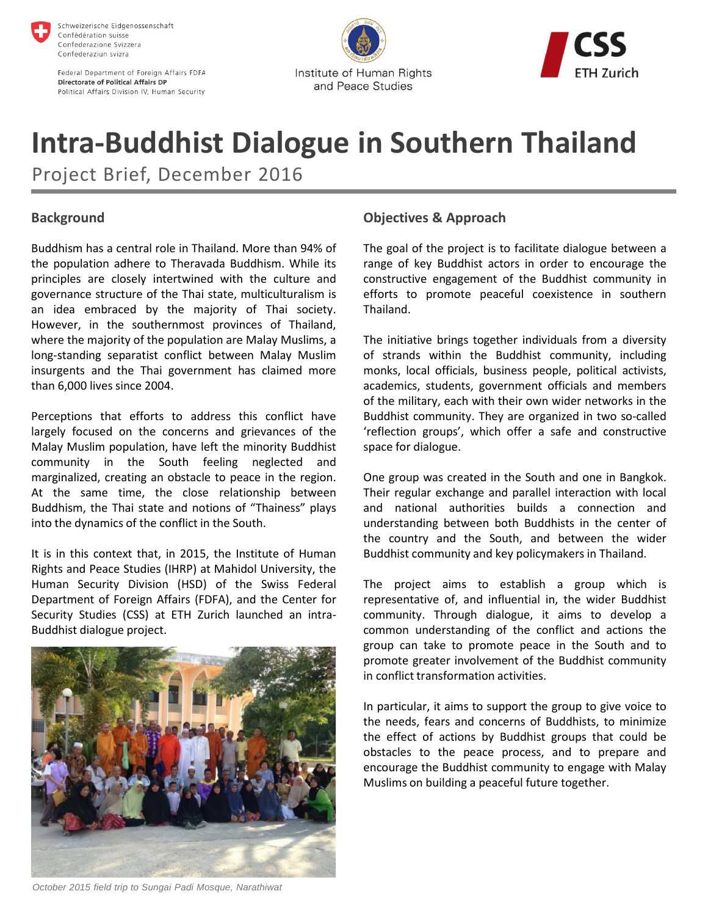Schweizerische Eidgenossenschaft
Confédération suisse
Confederazione Svizzera
Confederaziun svizra

Federal Department of Foreign Affairs FDFA
**Directorate of Political Affairs DP**
Political Affairs Division IV, Human Security

Institute of Human Rights and Peace Studies

CSS ETH Zurich

# Intra-Buddhist Dialogue in Southern Thailand

Project Brief, December 2016

## Background

Buddhism has a central role in Thailand. More than 94% of the population adhere to Theravada Buddhism. While its principles are closely intertwined with the culture and governance structure of the Thai state, multiculturalism is an idea embraced by the majority of Thai society. However, in the southernmost provinces of Thailand, where the majority of the population are Malay Muslims, a long-standing separatist conflict between Malay Muslim insurgents and the Thai government has claimed more than 6,000 lives since 2004.

Perceptions that efforts to address this conflict have largely focused on the concerns and grievances of the Malay Muslim population, have left the minority Buddhist community in the South feeling neglected and marginalized, creating an obstacle to peace in the region. At the same time, the close relationship between Buddhism, the Thai state and notions of "Thainess" plays into the dynamics of the conflict in the South.

It is in this context that, in 2015, the Institute of Human Rights and Peace Studies (IHRP) at Mahidol University, the Human Security Division (HSD) of the Swiss Federal Department of Foreign Affairs (FDFA), and the Center for Security Studies (CSS) at ETH Zurich launched an intra-Buddhist dialogue project.

*October 2015 field trip to Sungai Padi Mosque, Narathiwat*

## Objectives & Approach

The goal of the project is to facilitate dialogue between a range of key Buddhist actors in order to encourage the constructive engagement of the Buddhist community in efforts to promote peaceful coexistence in southern Thailand.

The initiative brings together individuals from a diversity of strands within the Buddhist community, including monks, local officials, business people, political activists, academics, students, government officials and members of the military, each with their own wider networks in the Buddhist community. They are organized in two so-called 'reflection groups', which offer a safe and constructive space for dialogue.

One group was created in the South and one in Bangkok. Their regular exchange and parallel interaction with local and national authorities builds a connection and understanding between both Buddhists in the center of the country and the South, and between the wider Buddhist community and key policymakers in Thailand.

The project aims to establish a group which is representative of, and influential in, the wider Buddhist community. Through dialogue, it aims to develop a common understanding of the conflict and actions the group can take to promote peace in the South and to promote greater involvement of the Buddhist community in conflict transformation activities.

In particular, it aims to support the group to give voice to the needs, fears and concerns of Buddhists, to minimize the effect of actions by Buddhist groups that could be obstacles to the peace process, and to prepare and encourage the Buddhist community to engage with Malay Muslims on building a peaceful future together.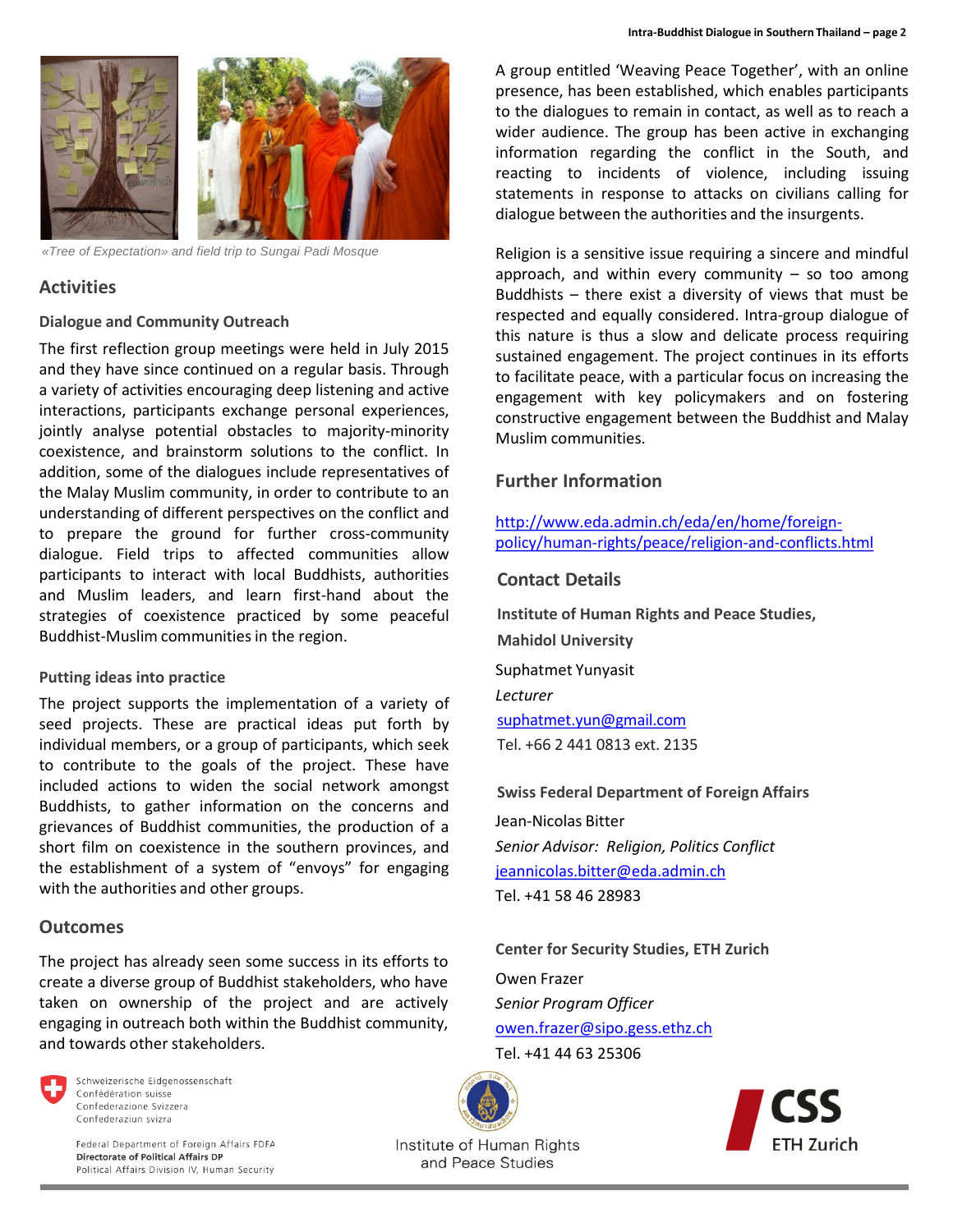«Tree of Expectation» and field trip to Sungai Padi Mosque

## Activities

### Dialogue and Community Outreach

The first reflection group meetings were held in July 2015 and they have since continued on a regular basis. Through a variety of activities encouraging deep listening and active interactions, participants exchange personal experiences, jointly analyse potential obstacles to majority-minority coexistence, and brainstorm solutions to the conflict. In addition, some of the dialogues include representatives of the Malay Muslim community, in order to contribute to an understanding of different perspectives on the conflict and to prepare the ground for further cross-community dialogue. Field trips to affected communities allow participants to interact with local Buddhists, authorities and Muslim leaders, and learn first-hand about the strategies of coexistence practiced by some peaceful Buddhist-Muslim communities in the region.

### Putting ideas into practice

The project supports the implementation of a variety of seed projects. These are practical ideas put forth by individual members, or a group of participants, which seek to contribute to the goals of the project. These have included actions to widen the social network amongst Buddhists, to gather information on the concerns and grievances of Buddhist communities, the production of a short film on coexistence in the southern provinces, and the establishment of a system of "envoys" for engaging with the authorities and other groups.

## Outcomes

The project has already seen some success in its efforts to create a diverse group of Buddhist stakeholders, who have taken on ownership of the project and are actively engaging in outreach both within the Buddhist community, and towards other stakeholders.

A group entitled 'Weaving Peace Together', with an online presence, has been established, which enables participants to the dialogues to remain in contact, as well as to reach a wider audience. The group has been active in exchanging information regarding the conflict in the South, and reacting to incidents of violence, including issuing statements in response to attacks on civilians calling for dialogue between the authorities and the insurgents.

Religion is a sensitive issue requiring a sincere and mindful approach, and within every community – so too among Buddhists – there exist a diversity of views that must be respected and equally considered. Intra-group dialogue of this nature is thus a slow and delicate process requiring sustained engagement. The project continues in its efforts to facilitate peace, with a particular focus on increasing the engagement with key policymakers and on fostering constructive engagement between the Buddhist and Malay Muslim communities.

## Further Information

http://www.eda.admin.ch/eda/en/home/foreign-policy/human-rights/peace/religion-and-conflicts.html

## Contact Details

**Institute of Human Rights and Peace Studies, Mahidol University**

Suphatmet Yunyasit
*Lecturer*
suphatmet.yun@gmail.com
Tel. +66 2 441 0813 ext. 2135

**Swiss Federal Department of Foreign Affairs**

Jean-Nicolas Bitter
*Senior Advisor: Religion, Politics Conflict*
jeannicolas.bitter@eda.admin.ch
Tel. +41 58 46 28983

**Center for Security Studies, ETH Zurich**

Owen Frazer
*Senior Program Officer*
owen.frazer@sipo.gess.ethz.ch
Tel. +41 44 63 25306

Schweizerische Eidgenossenschaft
Confédération suisse
Confederazione Svizzera
Confederaziun svizra

Federal Department of Foreign Affairs FDFA
**Directorate of Political Affairs DP**
Political Affairs Division IV, Human Security

Institute of Human Rights and Peace Studies

CSS ETH Zurich